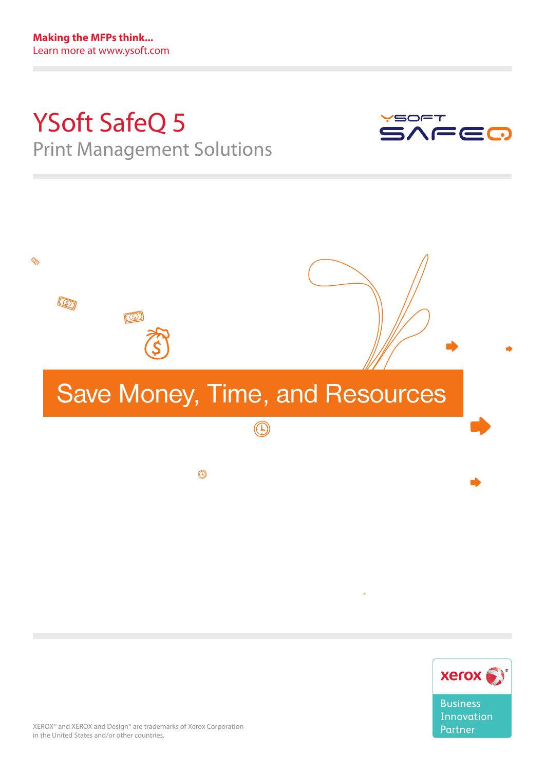**Making the MFPs think...**
Learn more at www.ysoft.com

# YSoft SafeQ 5

## Print Management Solutions

## Save Money, Time, and Resources

XEROX® and XEROX and Design® are trademarks of Xerox Corporation in the United States and/or other countries.

xerox® Business Innovation Partner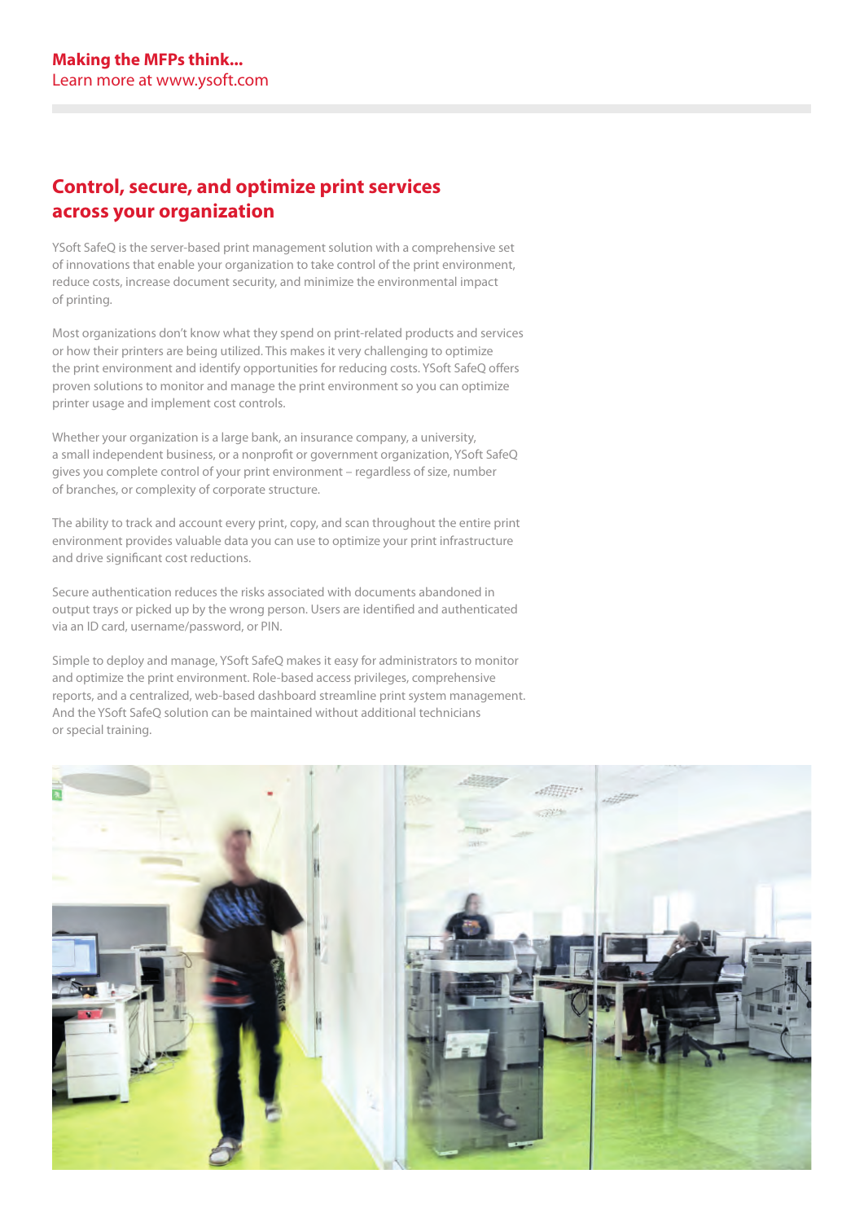**Making the MFPs think...**
Learn more at www.ysoft.com

## Control, secure, and optimize print services across your organization

YSoft SafeQ is the server-based print management solution with a comprehensive set of innovations that enable your organization to take control of the print environment, reduce costs, increase document security, and minimize the environmental impact of printing.

Most organizations don't know what they spend on print-related products and services or how their printers are being utilized. This makes it very challenging to optimize the print environment and identify opportunities for reducing costs. YSoft SafeQ offers proven solutions to monitor and manage the print environment so you can optimize printer usage and implement cost controls.

Whether your organization is a large bank, an insurance company, a university, a small independent business, or a nonprofit or government organization, YSoft SafeQ gives you complete control of your print environment – regardless of size, number of branches, or complexity of corporate structure.

The ability to track and account every print, copy, and scan throughout the entire print environment provides valuable data you can use to optimize your print infrastructure and drive significant cost reductions.

Secure authentication reduces the risks associated with documents abandoned in output trays or picked up by the wrong person. Users are identified and authenticated via an ID card, username/password, or PIN.

Simple to deploy and manage, YSoft SafeQ makes it easy for administrators to monitor and optimize the print environment. Role-based access privileges, comprehensive reports, and a centralized, web-based dashboard streamline print system management. And the YSoft SafeQ solution can be maintained without additional technicians or special training.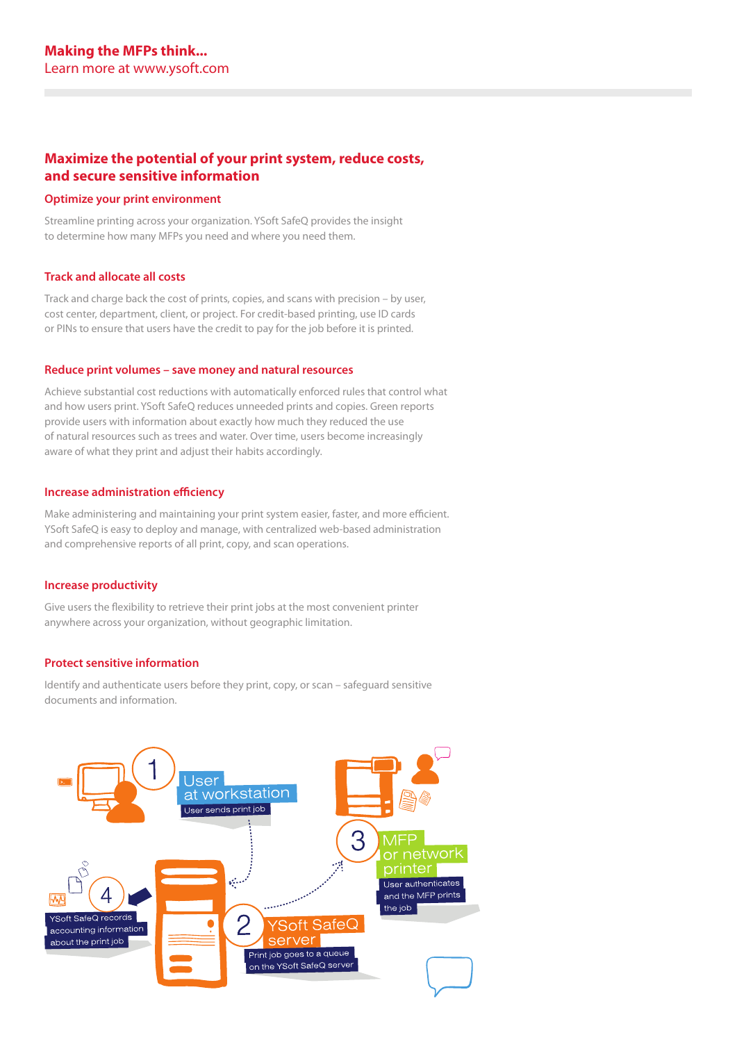**Making the MFPs think...**
Learn more at www.ysoft.com

## Maximize the potential of your print system, reduce costs, and secure sensitive information

### Optimize your print environment

Streamline printing across your organization. YSoft SafeQ provides the insight to determine how many MFPs you need and where you need them.

### Track and allocate all costs

Track and charge back the cost of prints, copies, and scans with precision – by user, cost center, department, client, or project. For credit-based printing, use ID cards or PINs to ensure that users have the credit to pay for the job before it is printed.

### Reduce print volumes – save money and natural resources

Achieve substantial cost reductions with automatically enforced rules that control what and how users print. YSoft SafeQ reduces unneeded prints and copies. Green reports provide users with information about exactly how much they reduced the use of natural resources such as trees and water. Over time, users become increasingly aware of what they print and adjust their habits accordingly.

### Increase administration efficiency

Make administering and maintaining your print system easier, faster, and more efficient. YSoft SafeQ is easy to deploy and manage, with centralized web-based administration and comprehensive reports of all print, copy, and scan operations.

### Increase productivity

Give users the flexibility to retrieve their print jobs at the most convenient printer anywhere across your organization, without geographic limitation.

### Protect sensitive information

Identify and authenticate users before they print, copy, or scan – safeguard sensitive documents and information.

1. **User at workstation** – User sends print job
2. **YSoft SafeQ server** – Print job goes to a queue on the YSoft SafeQ server
3. **MFP or network printer** – User authenticates and the MFP prints the job
4. YSoft SafeQ records accounting information about the print job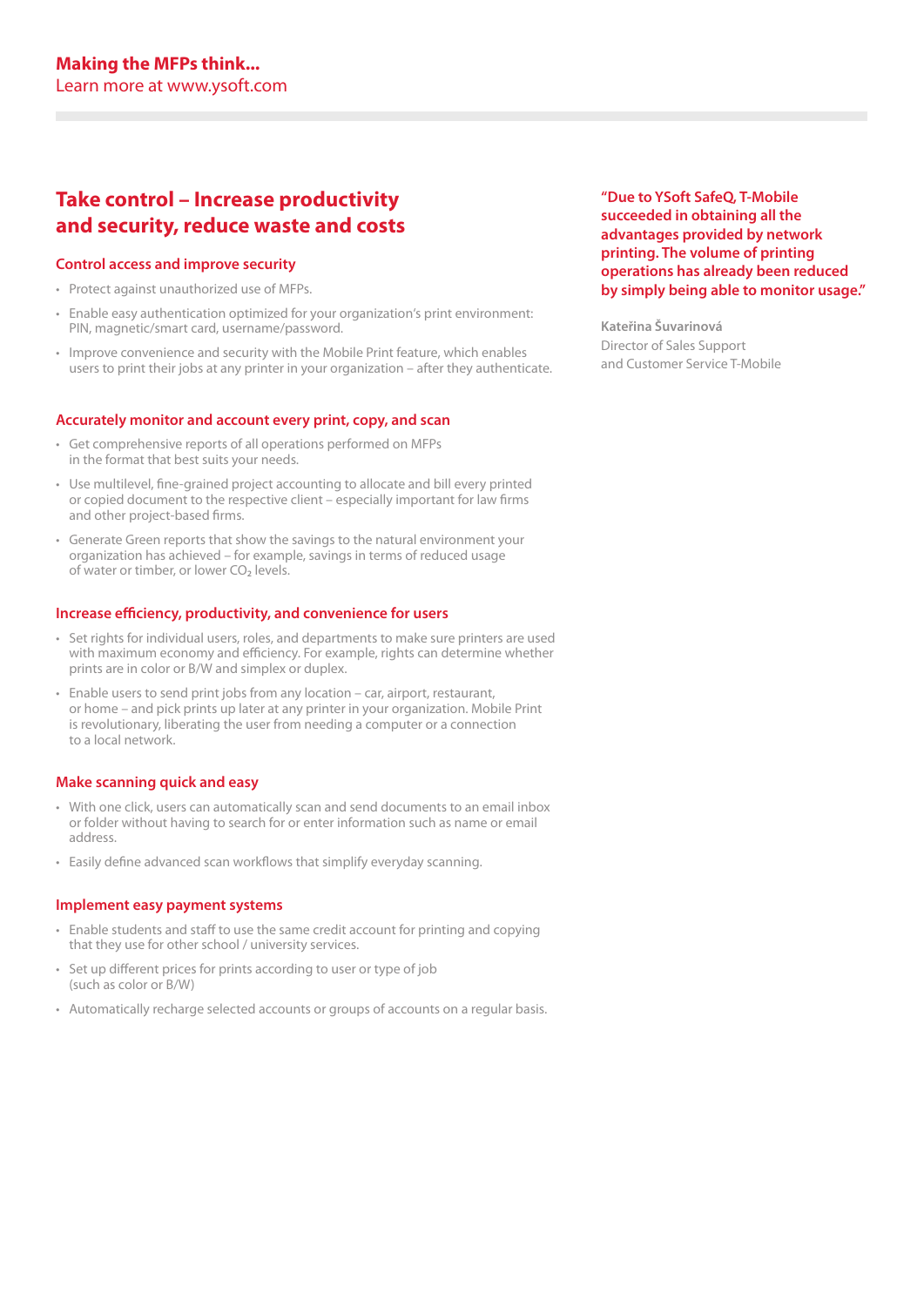**Making the MFPs think...**
Learn more at www.ysoft.com

## Take control – Increase productivity and security, reduce waste and costs

### Control access and improve security

- Protect against unauthorized use of MFPs.
- Enable easy authentication optimized for your organization's print environment: PIN, magnetic/smart card, username/password.
- Improve convenience and security with the Mobile Print feature, which enables users to print their jobs at any printer in your organization – after they authenticate.

### Accurately monitor and account every print, copy, and scan

- Get comprehensive reports of all operations performed on MFPs in the format that best suits your needs.
- Use multilevel, fine-grained project accounting to allocate and bill every printed or copied document to the respective client – especially important for law firms and other project-based firms.
- Generate Green reports that show the savings to the natural environment your organization has achieved – for example, savings in terms of reduced usage of water or timber, or lower $CO_2$ levels.

### Increase efficiency, productivity, and convenience for users

- Set rights for individual users, roles, and departments to make sure printers are used with maximum economy and efficiency. For example, rights can determine whether prints are in color or B/W and simplex or duplex.
- Enable users to send print jobs from any location – car, airport, restaurant, or home – and pick prints up later at any printer in your organization. Mobile Print is revolutionary, liberating the user from needing a computer or a connection to a local network.

### Make scanning quick and easy

- With one click, users can automatically scan and send documents to an email inbox or folder without having to search for or enter information such as name or email address.
- Easily define advanced scan workflows that simplify everyday scanning.

### Implement easy payment systems

- Enable students and staff to use the same credit account for printing and copying that they use for other school / university services.
- Set up different prices for prints according to user or type of job (such as color or B/W)
- Automatically recharge selected accounts or groups of accounts on a regular basis.

**"Due to YSoft SafeQ, T-Mobile succeeded in obtaining all the advantages provided by network printing. The volume of printing operations has already been reduced by simply being able to monitor usage."**

**Kateřina Šuvarinová**
Director of Sales Support
and Customer Service T-Mobile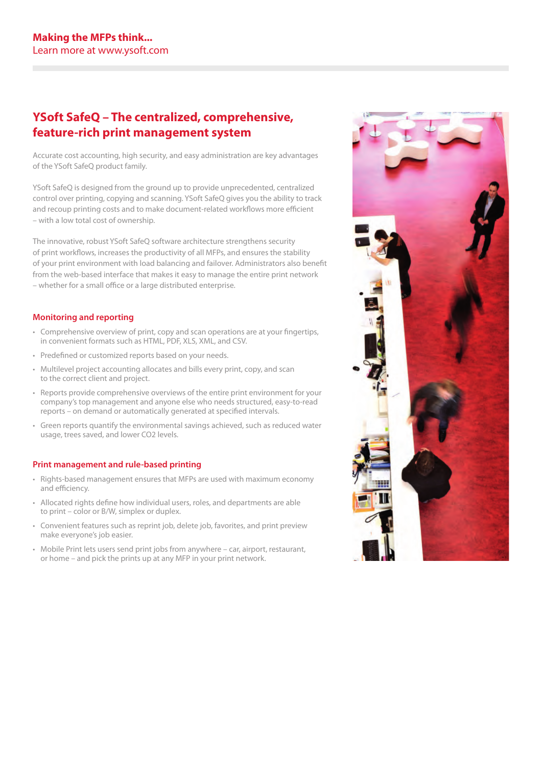**Making the MFPs think...**
Learn more at www.ysoft.com

## YSoft SafeQ – The centralized, comprehensive, feature-rich print management system

Accurate cost accounting, high security, and easy administration are key advantages of the YSoft SafeQ product family.

YSoft SafeQ is designed from the ground up to provide unprecedented, centralized control over printing, copying and scanning. YSoft SafeQ gives you the ability to track and recoup printing costs and to make document-related workflows more efficient – with a low total cost of ownership.

The innovative, robust YSoft SafeQ software architecture strengthens security of print workflows, increases the productivity of all MFPs, and ensures the stability of your print environment with load balancing and failover. Administrators also benefit from the web-based interface that makes it easy to manage the entire print network – whether for a small office or a large distributed enterprise.

### Monitoring and reporting

- Comprehensive overview of print, copy and scan operations are at your fingertips, in convenient formats such as HTML, PDF, XLS, XML, and CSV.
- Predefined or customized reports based on your needs.
- Multilevel project accounting allocates and bills every print, copy, and scan to the correct client and project.
- Reports provide comprehensive overviews of the entire print environment for your company's top management and anyone else who needs structured, easy-to-read reports – on demand or automatically generated at specified intervals.
- Green reports quantify the environmental savings achieved, such as reduced water usage, trees saved, and lower $CO_2$ levels.

### Print management and rule-based printing

- Rights-based management ensures that MFPs are used with maximum economy and efficiency.
- Allocated rights define how individual users, roles, and departments are able to print – color or B/W, simplex or duplex.
- Convenient features such as reprint job, delete job, favorites, and print preview make everyone's job easier.
- Mobile Print lets users send print jobs from anywhere – car, airport, restaurant, or home – and pick the prints up at any MFP in your print network.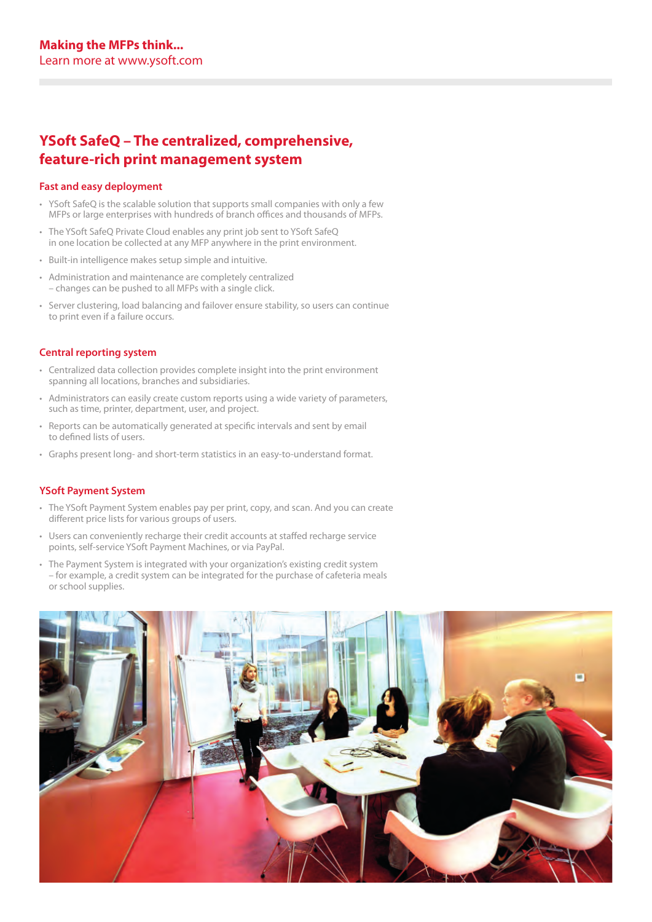**Making the MFPs think...**
Learn more at www.ysoft.com

## YSoft SafeQ – The centralized, comprehensive, feature-rich print management system

### Fast and easy deployment

- YSoft SafeQ is the scalable solution that supports small companies with only a few MFPs or large enterprises with hundreds of branch offices and thousands of MFPs.
- The YSoft SafeQ Private Cloud enables any print job sent to YSoft SafeQ in one location be collected at any MFP anywhere in the print environment.
- Built-in intelligence makes setup simple and intuitive.
- Administration and maintenance are completely centralized – changes can be pushed to all MFPs with a single click.
- Server clustering, load balancing and failover ensure stability, so users can continue to print even if a failure occurs.

### Central reporting system

- Centralized data collection provides complete insight into the print environment spanning all locations, branches and subsidiaries.
- Administrators can easily create custom reports using a wide variety of parameters, such as time, printer, department, user, and project.
- Reports can be automatically generated at specific intervals and sent by email to defined lists of users.
- Graphs present long- and short-term statistics in an easy-to-understand format.

### YSoft Payment System

- The YSoft Payment System enables pay per print, copy, and scan. And you can create different price lists for various groups of users.
- Users can conveniently recharge their credit accounts at staffed recharge service points, self-service YSoft Payment Machines, or via PayPal.
- The Payment System is integrated with your organization's existing credit system – for example, a credit system can be integrated for the purchase of cafeteria meals or school supplies.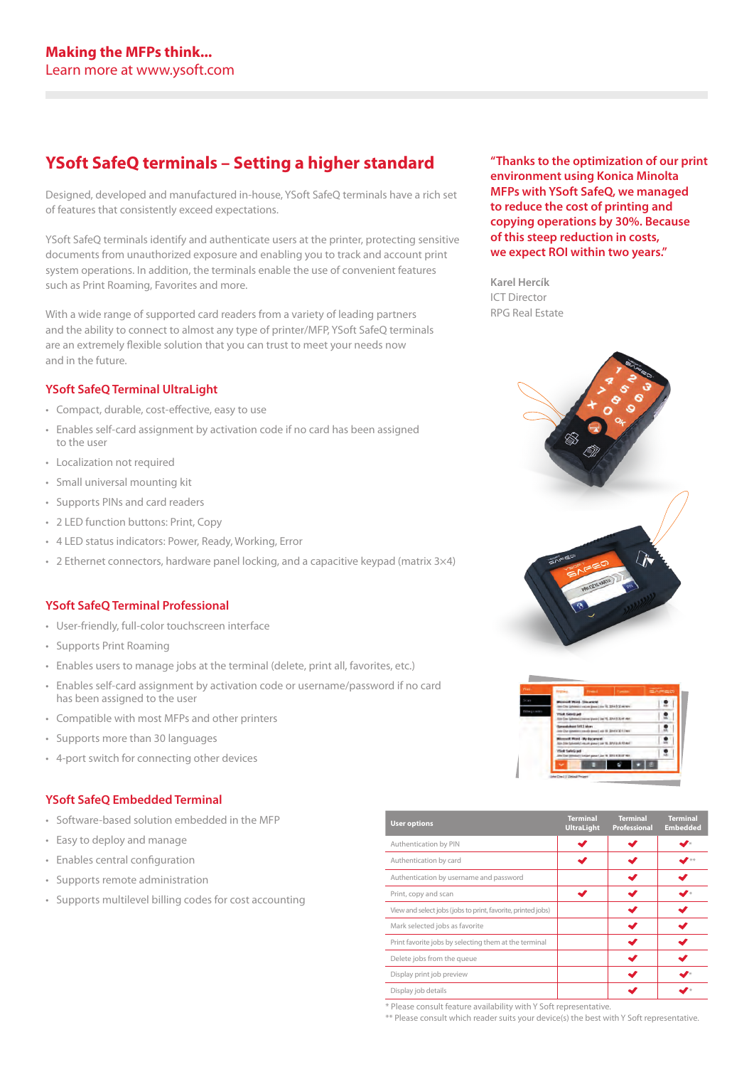**Making the MFPs think...**
Learn more at www.ysoft.com

## YSoft SafeQ terminals – Setting a higher standard

Designed, developed and manufactured in-house, YSoft SafeQ terminals have a rich set of features that consistently exceed expectations.

YSoft SafeQ terminals identify and authenticate users at the printer, protecting sensitive documents from unauthorized exposure and enabling you to track and account print system operations. In addition, the terminals enable the use of convenient features such as Print Roaming, Favorites and more.

With a wide range of supported card readers from a variety of leading partners and the ability to connect to almost any type of printer/MFP, YSoft SafeQ terminals are an extremely flexible solution that you can trust to meet your needs now and in the future.

### YSoft SafeQ Terminal UltraLight

- Compact, durable, cost-effective, easy to use
- Enables self-card assignment by activation code if no card has been assigned to the user
- Localization not required
- Small universal mounting kit
- Supports PINs and card readers
- 2 LED function buttons: Print, Copy
- 4 LED status indicators: Power, Ready, Working, Error
- 2 Ethernet connectors, hardware panel locking, and a capacitive keypad (matrix 3×4)

### YSoft SafeQ Terminal Professional

- User-friendly, full-color touchscreen interface
- Supports Print Roaming
- Enables users to manage jobs at the terminal (delete, print all, favorites, etc.)
- Enables self-card assignment by activation code or username/password if no card has been assigned to the user
- Compatible with most MFPs and other printers
- Supports more than 30 languages
- 4-port switch for connecting other devices

### YSoft SafeQ Embedded Terminal

- Software-based solution embedded in the MFP
- Easy to deploy and manage
- Enables central configuration
- Supports remote administration
- Supports multilevel billing codes for cost accounting

**"Thanks to the optimization of our print environment using Konica Minolta MFPs with YSoft SafeQ, we managed to reduce the cost of printing and copying operations by 30%. Because of this steep reduction in costs, we expect ROI within two years."**

**Karel Hercík**
ICT Director
RPG Real Estate

| User options | Terminal UltraLight | Terminal Professional | Terminal Embedded |
|---|---|---|---|
| Authentication by PIN | ✔ | ✔ | ✔* |
| Authentication by card | ✔ | ✔ | ✔** |
| Authentication by username and password | | ✔ | ✔ |
| Print, copy and scan | ✔ | ✔ | ✔* |
| View and select jobs (jobs to print, favorite, printed jobs) | | ✔ | ✔ |
| Mark selected jobs as favorite | | ✔ | ✔ |
| Print favorite jobs by selecting them at the terminal | | ✔ | ✔ |
| Delete jobs from the queue | | ✔ | ✔ |
| Display print job preview | | ✔ | ✔* |
| Display job details | | ✔ | ✔* |

\* Please consult feature availability with Y Soft representative.
\*\* Please consult which reader suits your device(s) the best with Y Soft representative.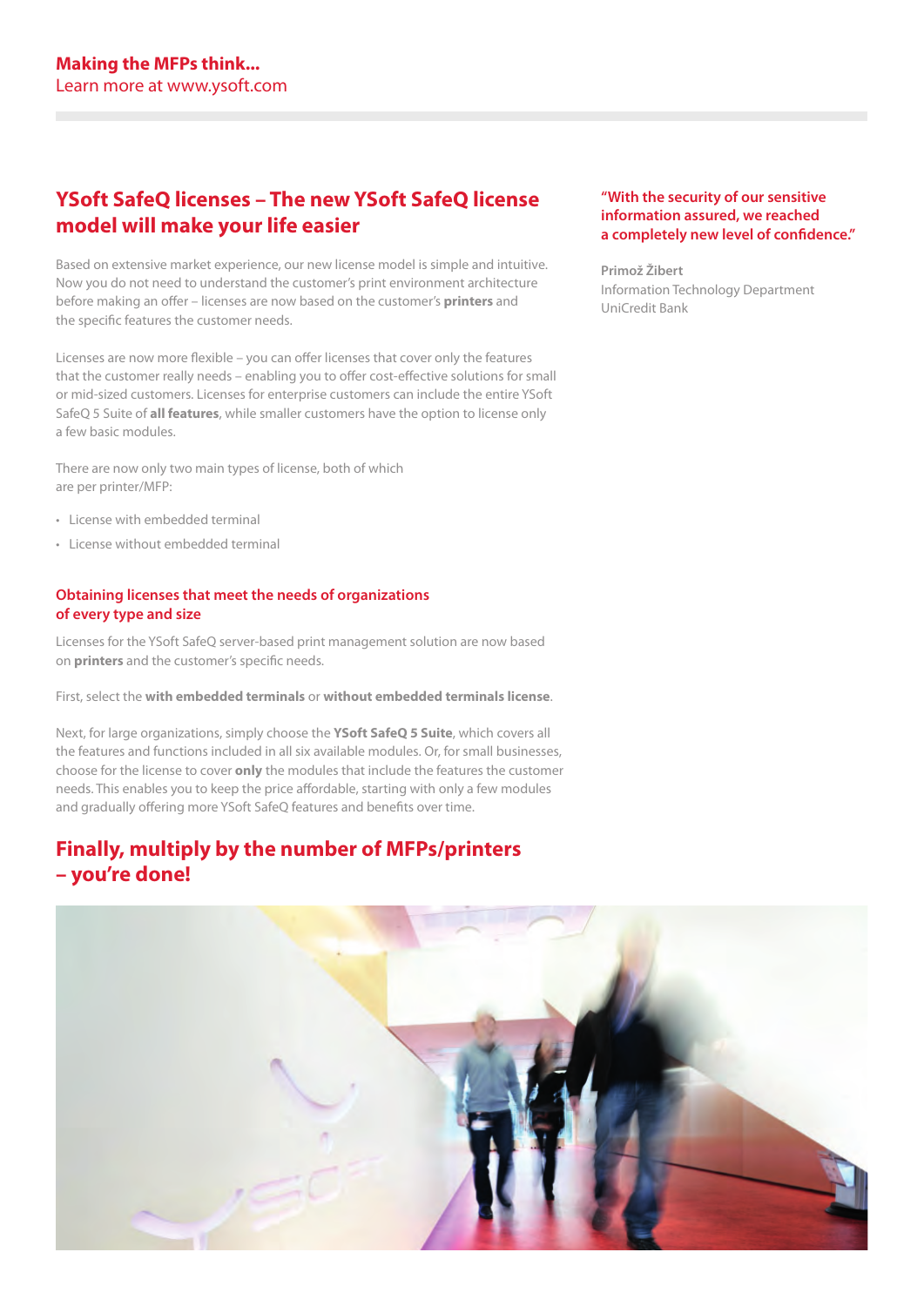**Making the MFPs think...**
Learn more at www.ysoft.com

## YSoft SafeQ licenses – The new YSoft SafeQ license model will make your life easier

Based on extensive market experience, our new license model is simple and intuitive. Now you do not need to understand the customer's print environment architecture before making an offer – licenses are now based on the customer's **printers** and the specific features the customer needs.

Licenses are now more flexible – you can offer licenses that cover only the features that the customer really needs – enabling you to offer cost-effective solutions for small or mid-sized customers. Licenses for enterprise customers can include the entire YSoft SafeQ 5 Suite of **all features**, while smaller customers have the option to license only a few basic modules.

There are now only two main types of license, both of which are per printer/MFP:

- License with embedded terminal
- License without embedded terminal

### Obtaining licenses that meet the needs of organizations of every type and size

Licenses for the YSoft SafeQ server-based print management solution are now based on **printers** and the customer's specific needs.

First, select the **with embedded terminals** or **without embedded terminals license**.

Next, for large organizations, simply choose the **YSoft SafeQ 5 Suite**, which covers all the features and functions included in all six available modules. Or, for small businesses, choose for the license to cover **only** the modules that include the features the customer needs. This enables you to keep the price affordable, starting with only a few modules and gradually offering more YSoft SafeQ features and benefits over time.

## Finally, multiply by the number of MFPs/printers – you're done!

**"With the security of our sensitive information assured, we reached a completely new level of confidence."**

**Primož Žibert**
Information Technology Department
UniCredit Bank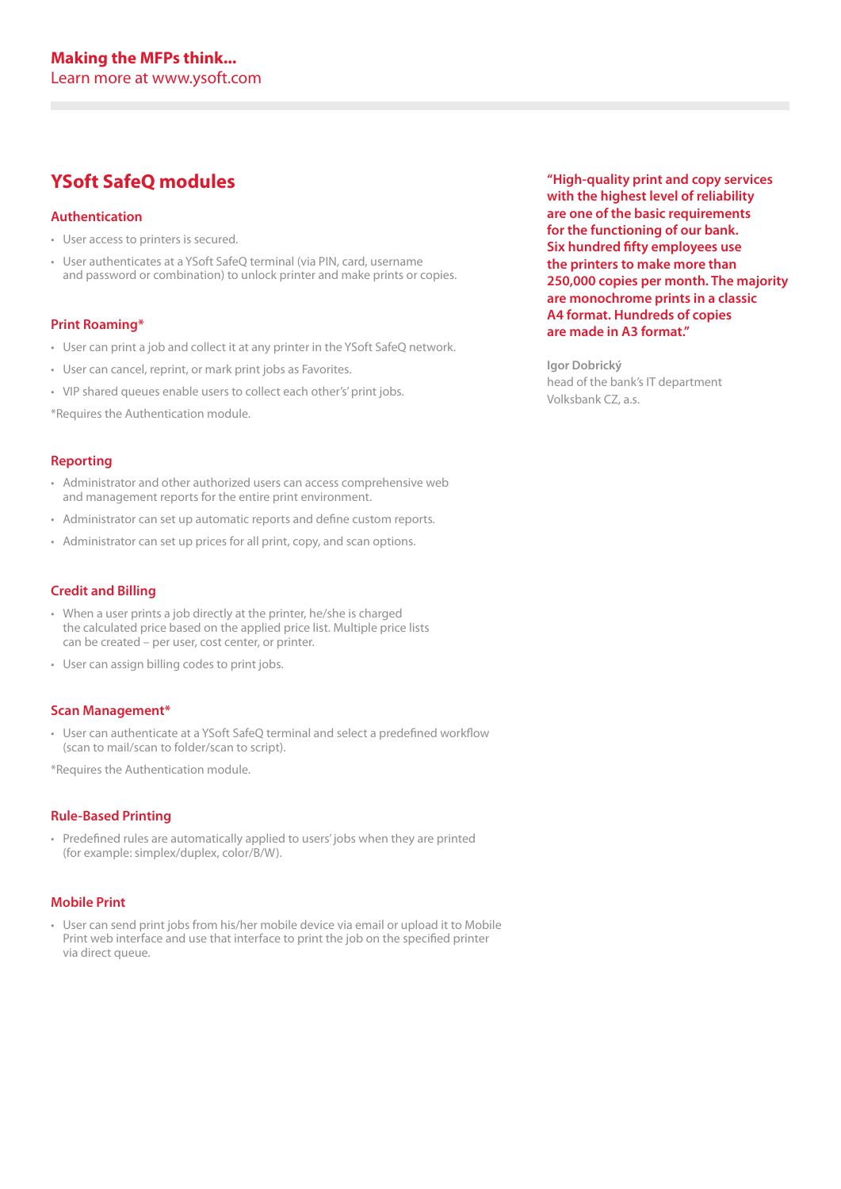**Making the MFPs think...**
Learn more at www.ysoft.com

## YSoft SafeQ modules

### Authentication

- User access to printers is secured.
- User authenticates at a YSoft SafeQ terminal (via PIN, card, username and password or combination) to unlock printer and make prints or copies.

### Print Roaming*

- User can print a job and collect it at any printer in the YSoft SafeQ network.
- User can cancel, reprint, or mark print jobs as Favorites.
- VIP shared queues enable users to collect each other's' print jobs.

*Requires the Authentication module.

### Reporting

- Administrator and other authorized users can access comprehensive web and management reports for the entire print environment.
- Administrator can set up automatic reports and define custom reports.
- Administrator can set up prices for all print, copy, and scan options.

### Credit and Billing

- When a user prints a job directly at the printer, he/she is charged the calculated price based on the applied price list. Multiple price lists can be created – per user, cost center, or printer.
- User can assign billing codes to print jobs.

### Scan Management*

- User can authenticate at a YSoft SafeQ terminal and select a predefined workflow (scan to mail/scan to folder/scan to script).

*Requires the Authentication module.

### Rule-Based Printing

- Predefined rules are automatically applied to users' jobs when they are printed (for example: simplex/duplex, color/B/W).

### Mobile Print

- User can send print jobs from his/her mobile device via email or upload it to Mobile Print web interface and use that interface to print the job on the specified printer via direct queue.

**"High-quality print and copy services with the highest level of reliability are one of the basic requirements for the functioning of our bank. Six hundred fifty employees use the printers to make more than 250,000 copies per month. The majority are monochrome prints in a classic A4 format. Hundreds of copies are made in A3 format."**

**Igor Dobrický**
head of the bank's IT department
Volksbank CZ, a.s.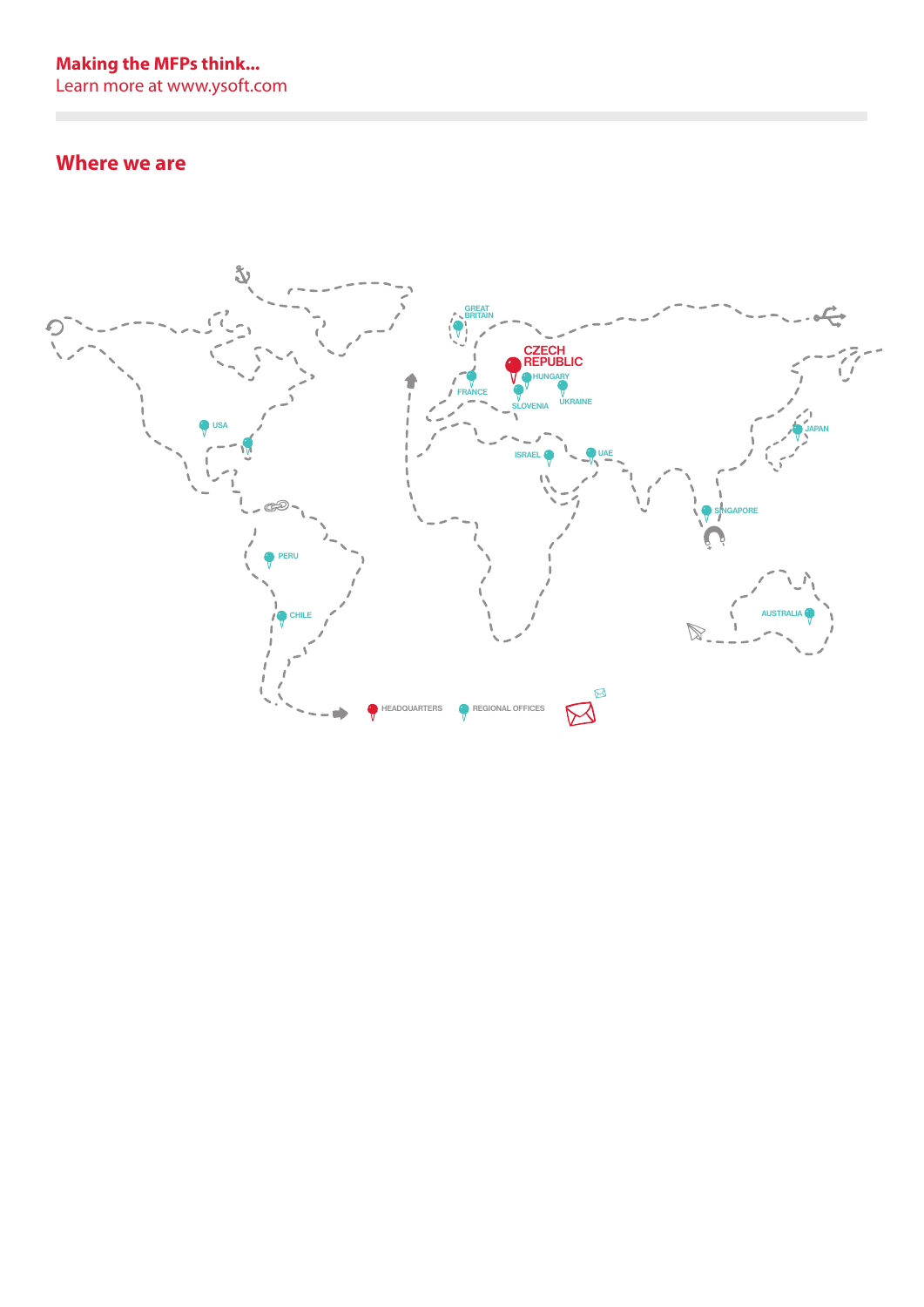**Making the MFPs think...**
Learn more at www.ysoft.com

## Where we are

GREAT BRITAIN

CZECH REPUBLIC

HUNGARY

FRANCE

SLOVENIA

UKRAINE

USA

ISRAEL

UAE

JAPAN

SINGAPORE

PERU

CHILE

AUSTRALIA

HEADQUARTERS

REGIONAL OFFICES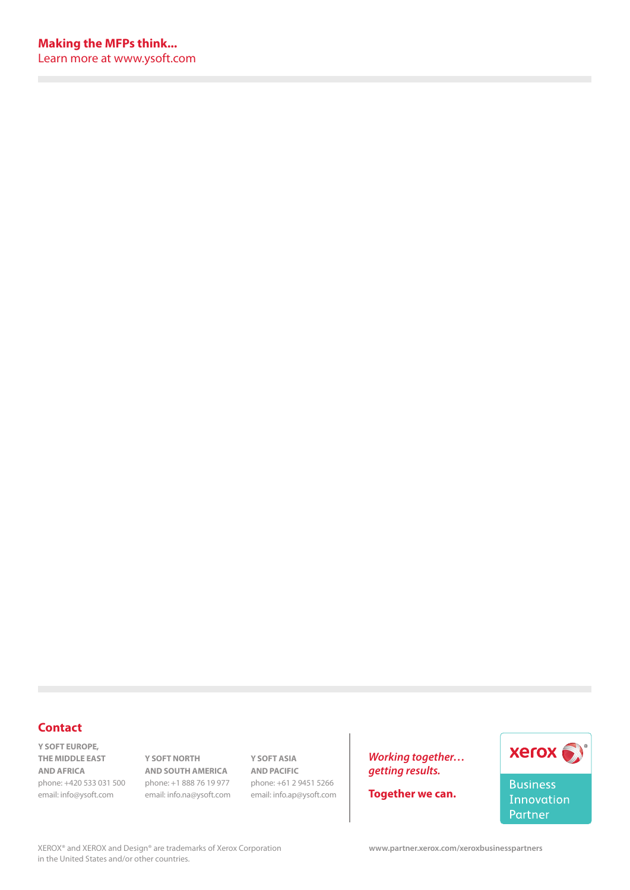**Making the MFPs think...**
Learn more at www.ysoft.com

## Contact

**Y SOFT EUROPE, THE MIDDLE EAST AND AFRICA**
phone: +420 533 031 500
email: info@ysoft.com

**Y SOFT NORTH AND SOUTH AMERICA**
phone: +1 888 76 19 977
email: info.na@ysoft.com

**Y SOFT ASIA AND PACIFIC**
phone: +61 2 9451 5266
email: info.ap@ysoft.com

***Working together… getting results.***

**Together we can.**

xerox®
Business Innovation Partner

XEROX® and XEROX and Design® are trademarks of Xerox Corporation in the United States and/or other countries.

**www.partner.xerox.com/xeroxbusinesspartners**